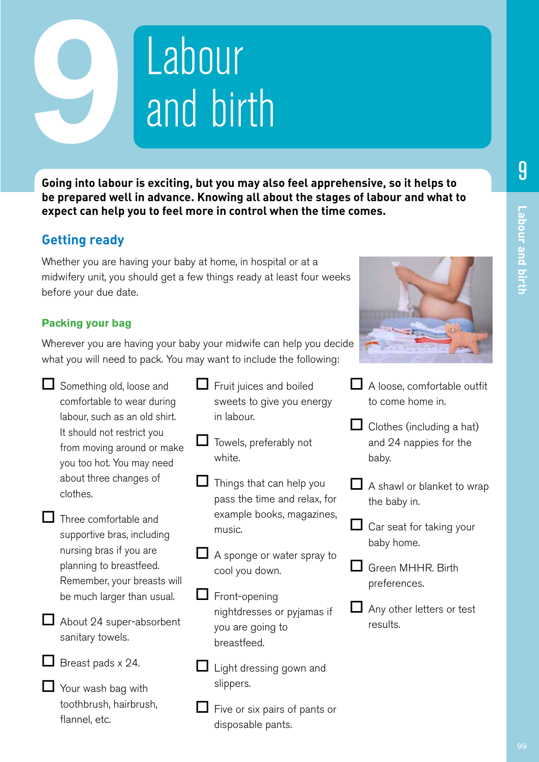# 9 Labour and birth

**Going into labour is exciting, but you may also feel apprehensive, so it helps to be prepared well in advance. Knowing all about the stages of labour and what to expect can help you to feel more in control when the time comes.**

## Getting ready

Whether you are having your baby at home, in hospital or at a midwifery unit, you should get a few things ready at least four weeks before your due date.

### Packing your bag

Wherever you are having your baby your midwife can help you decide what you will need to pack. You may want to include the following:

- ☐ Something old, loose and comfortable to wear during labour, such as an old shirt. It should not restrict you from moving around or make you too hot. You may need about three changes of clothes.
- ☐ Three comfortable and supportive bras, including nursing bras if you are planning to breastfeed. Remember, your breasts will be much larger than usual.
- ☐ About 24 super-absorbent sanitary towels.
- ☐ Breast pads x 24.
- ☐ Your wash bag with toothbrush, hairbrush, flannel, etc.
- ☐ Fruit juices and boiled sweets to give you energy in labour.
- ☐ Towels, preferably not white.
- ☐ Things that can help you pass the time and relax, for example books, magazines, music.
- ☐ A sponge or water spray to cool you down.
- ☐ Front-opening nightdresses or pyjamas if you are going to breastfeed.
- ☐ Light dressing gown and slippers.
- ☐ Five or six pairs of pants or disposable pants.
- ☐ A loose, comfortable outfit to come home in.
- ☐ Clothes (including a hat) and 24 nappies for the baby.
- ☐ A shawl or blanket to wrap the baby in.
- ☐ Car seat for taking your baby home.
- ☐ Green MHHR. Birth preferences.
- ☐ Any other letters or test results.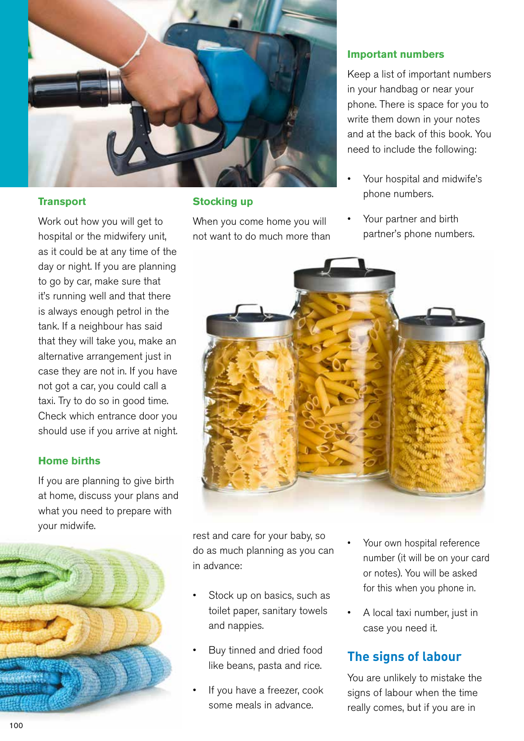### Transport

Work out how you will get to hospital or the midwifery unit, as it could be at any time of the day or night. If you are planning to go by car, make sure that it's running well and that there is always enough petrol in the tank. If a neighbour has said that they will take you, make an alternative arrangement just in case they are not in. If you have not got a car, you could call a taxi. Try to do so in good time. Check which entrance door you should use if you arrive at night.

### Home births

If you are planning to give birth at home, discuss your plans and what you need to prepare with your midwife.

### Stocking up

When you come home you will not want to do much more than rest and care for your baby, so do as much planning as you can in advance:

- Stock up on basics, such as toilet paper, sanitary towels and nappies.
- Buy tinned and dried food like beans, pasta and rice.
- If you have a freezer, cook some meals in advance.

### Important numbers

Keep a list of important numbers in your handbag or near your phone. There is space for you to write them down in your notes and at the back of this book. You need to include the following:

- Your hospital and midwife's phone numbers.
- Your partner and birth partner's phone numbers.
- Your own hospital reference number (it will be on your card or notes). You will be asked for this when you phone in.
- A local taxi number, just in case you need it.

## The signs of labour

You are unlikely to mistake the signs of labour when the time really comes, but if you are in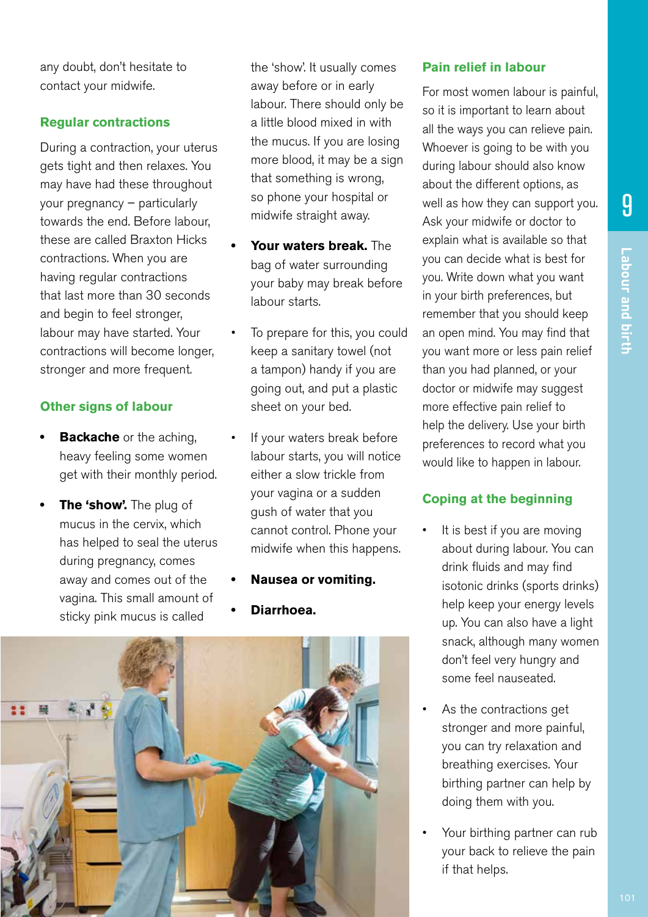any doubt, don't hesitate to contact your midwife.

### Regular contractions

During a contraction, your uterus gets tight and then relaxes. You may have had these throughout your pregnancy – particularly towards the end. Before labour, these are called Braxton Hicks contractions. When you are having regular contractions that last more than 30 seconds and begin to feel stronger, labour may have started. Your contractions will become longer, stronger and more frequent.

### Other signs of labour

- **Backache** or the aching, heavy feeling some women get with their monthly period.
- **The 'show'.** The plug of mucus in the cervix, which has helped to seal the uterus during pregnancy, comes away and comes out of the vagina. This small amount of sticky pink mucus is called the 'show'. It usually comes away before or in early labour. There should only be a little blood mixed in with the mucus. If you are losing more blood, it may be a sign that something is wrong, so phone your hospital or midwife straight away.
- **Your waters break.** The bag of water surrounding your baby may break before labour starts.
- To prepare for this, you could keep a sanitary towel (not a tampon) handy if you are going out, and put a plastic sheet on your bed.
- If your waters break before labour starts, you will notice either a slow trickle from your vagina or a sudden gush of water that you cannot control. Phone your midwife when this happens.
- **Nausea or vomiting.**
- **Diarrhoea.**

### Pain relief in labour

For most women labour is painful, so it is important to learn about all the ways you can relieve pain. Whoever is going to be with you during labour should also know about the different options, as well as how they can support you. Ask your midwife or doctor to explain what is available so that you can decide what is best for you. Write down what you want in your birth preferences, but remember that you should keep an open mind. You may find that you want more or less pain relief than you had planned, or your doctor or midwife may suggest more effective pain relief to help the delivery. Use your birth preferences to record what you would like to happen in labour.

### Coping at the beginning

- It is best if you are moving about during labour. You can drink fluids and may find isotonic drinks (sports drinks) help keep your energy levels up. You can also have a light snack, although many women don't feel very hungry and some feel nauseated.
- As the contractions get stronger and more painful, you can try relaxation and breathing exercises. Your birthing partner can help by doing them with you.
- Your birthing partner can rub your back to relieve the pain if that helps.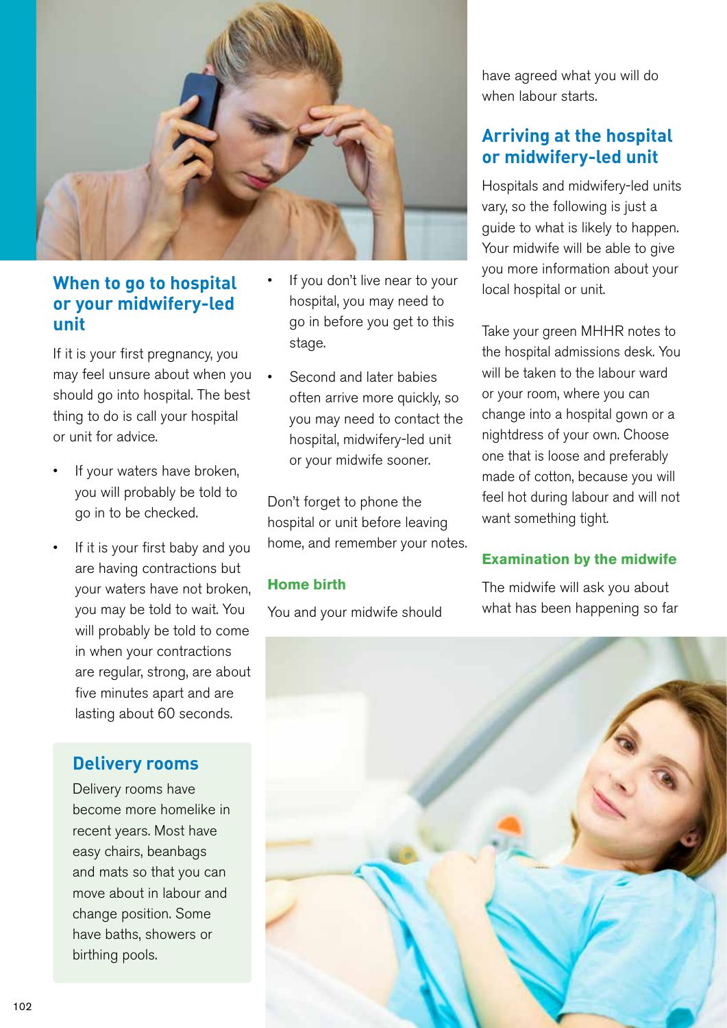## When to go to hospital or your midwifery-led unit

If it is your first pregnancy, you may feel unsure about when you should go into hospital. The best thing to do is call your hospital or unit for advice.

- If your waters have broken, you will probably be told to go in to be checked.
- If it is your first baby and you are having contractions but your waters have not broken, you may be told to wait. You will probably be told to come in when your contractions are regular, strong, are about five minutes apart and are lasting about 60 seconds.
- If you don't live near to your hospital, you may need to go in before you get to this stage.
- Second and later babies often arrive more quickly, so you may need to contact the hospital, midwifery-led unit or your midwife sooner.

Don't forget to phone the hospital or unit before leaving home, and remember your notes.

### Delivery rooms

Delivery rooms have become more homelike in recent years. Most have easy chairs, beanbags and mats so that you can move about in labour and change position. Some have baths, showers or birthing pools.

### Home birth

You and your midwife should have agreed what you will do when labour starts.

## Arriving at the hospital or midwifery-led unit

Hospitals and midwifery-led units vary, so the following is just a guide to what is likely to happen. Your midwife will be able to give you more information about your local hospital or unit.

Take your green MHHR notes to the hospital admissions desk. You will be taken to the labour ward or your room, where you can change into a hospital gown or a nightdress of your own. Choose one that is loose and preferably made of cotton, because you will feel hot during labour and will not want something tight.

### Examination by the midwife

The midwife will ask you about what has been happening so far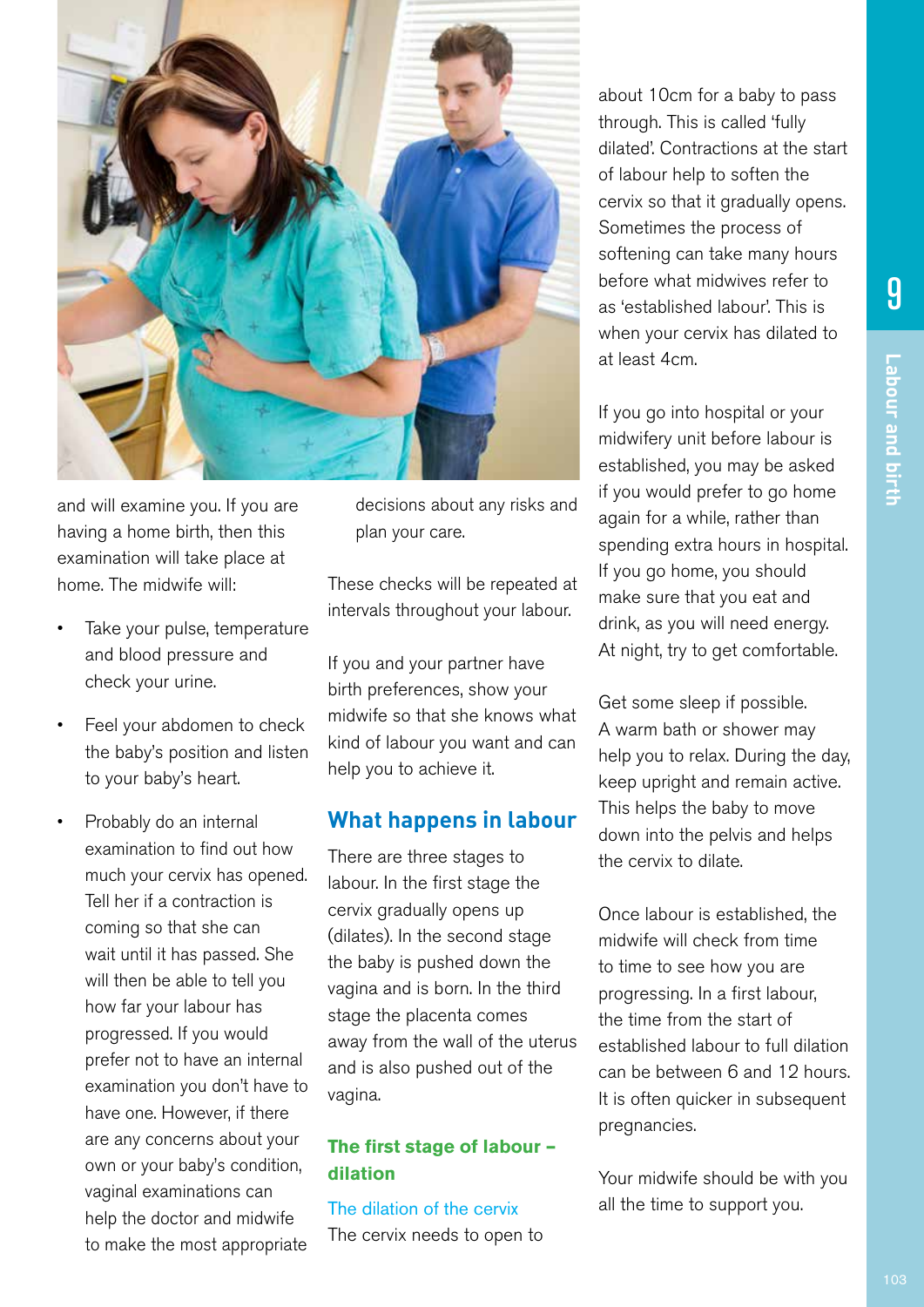and will examine you. If you are having a home birth, then this examination will take place at home. The midwife will:

- Take your pulse, temperature and blood pressure and check your urine.
- Feel your abdomen to check the baby's position and listen to your baby's heart.
- Probably do an internal examination to find out how much your cervix has opened. Tell her if a contraction is coming so that she can wait until it has passed. She will then be able to tell you how far your labour has progressed. If you would prefer not to have an internal examination you don't have to have one. However, if there are any concerns about your own or your baby's condition, vaginal examinations can help the doctor and midwife to make the most appropriate decisions about any risks and plan your care.

These checks will be repeated at intervals throughout your labour.

If you and your partner have birth preferences, show your midwife so that she knows what kind of labour you want and can help you to achieve it.

## What happens in labour

There are three stages to labour. In the first stage the cervix gradually opens up (dilates). In the second stage the baby is pushed down the vagina and is born. In the third stage the placenta comes away from the wall of the uterus and is also pushed out of the vagina.

### The first stage of labour – dilation

#### The dilation of the cervix

The cervix needs to open to about 10cm for a baby to pass through. This is called 'fully dilated'. Contractions at the start of labour help to soften the cervix so that it gradually opens. Sometimes the process of softening can take many hours before what midwives refer to as 'established labour'. This is when your cervix has dilated to at least 4cm.

If you go into hospital or your midwifery unit before labour is established, you may be asked if you would prefer to go home again for a while, rather than spending extra hours in hospital. If you go home, you should make sure that you eat and drink, as you will need energy. At night, try to get comfortable.

Get some sleep if possible. A warm bath or shower may help you to relax. During the day, keep upright and remain active. This helps the baby to move down into the pelvis and helps the cervix to dilate.

Once labour is established, the midwife will check from time to time to see how you are progressing. In a first labour, the time from the start of established labour to full dilation can be between 6 and 12 hours. It is often quicker in subsequent pregnancies.

Your midwife should be with you all the time to support you.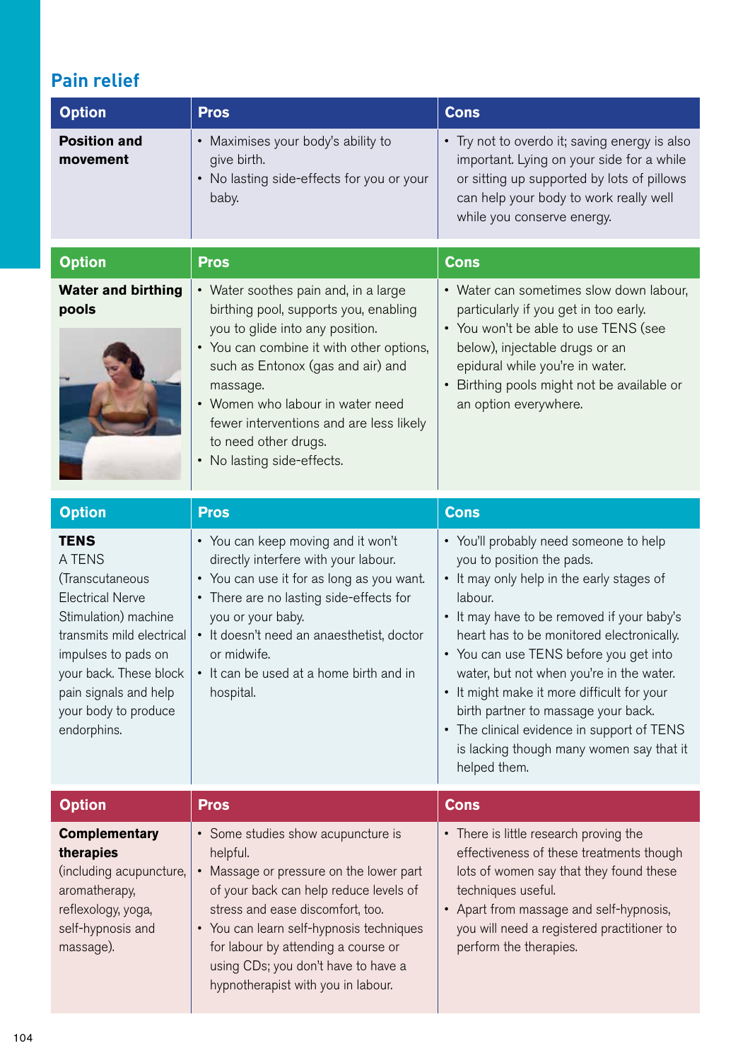## Pain relief

| Option | Pros | Cons |
| --- | --- | --- |
| **Position and movement** | • Maximises your body's ability to give birth.<br>• No lasting side-effects for you or your baby. | • Try not to overdo it; saving energy is also important. Lying on your side for a while or sitting up supported by lots of pillows can help your body to work really well while you conserve energy. |

| Option | Pros | Cons |
| --- | --- | --- |
| **Water and birthing pools** | • Water soothes pain and, in a large birthing pool, supports you, enabling you to glide into any position.<br>• You can combine it with other options, such as Entonox (gas and air) and massage.<br>• Women who labour in water need fewer interventions and are less likely to need other drugs.<br>• No lasting side-effects. | • Water can sometimes slow down labour, particularly if you get in too early.<br>• You won't be able to use TENS (see below), injectable drugs or an epidural while you're in water.<br>• Birthing pools might not be available or an option everywhere. |

| Option | Pros | Cons |
| --- | --- | --- |
| **TENS**<br>A TENS (Transcutaneous Electrical Nerve Stimulation) machine transmits mild electrical impulses to pads on your back. These block pain signals and help your body to produce endorphins. | • You can keep moving and it won't directly interfere with your labour.<br>• You can use it for as long as you want.<br>• There are no lasting side-effects for you or your baby.<br>• It doesn't need an anaesthetist, doctor or midwife.<br>• It can be used at a home birth and in hospital. | • You'll probably need someone to help you to position the pads.<br>• It may only help in the early stages of labour.<br>• It may have to be removed if your baby's heart has to be monitored electronically.<br>• You can use TENS before you get into water, but not when you're in the water.<br>• It might make it more difficult for your birth partner to massage your back.<br>• The clinical evidence in support of TENS is lacking though many women say that it helped them. |

| Option | Pros | Cons |
| --- | --- | --- |
| **Complementary therapies**<br>(including acupuncture, aromatherapy, reflexology, yoga, self-hypnosis and massage). | • Some studies show acupuncture is helpful.<br>• Massage or pressure on the lower part of your back can help reduce levels of stress and ease discomfort, too.<br>• You can learn self-hypnosis techniques for labour by attending a course or using CDs; you don't have to have a hypnotherapist with you in labour. | • There is little research proving the effectiveness of these treatments though lots of women say that they found these techniques useful.<br>• Apart from massage and self-hypnosis, you will need a registered practitioner to perform the therapies. |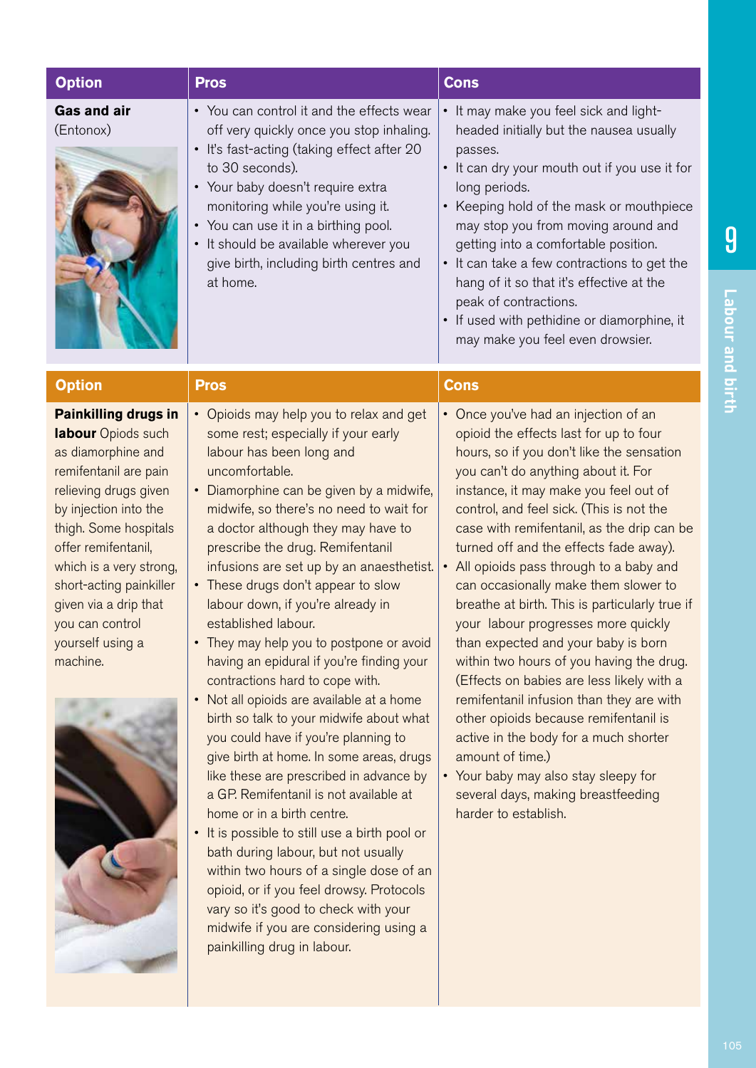| Option | Pros | Cons |
|---|---|---|
| **Gas and air** (Entonox) | • You can control it and the effects wear off very quickly once you stop inhaling.<br>• It's fast-acting (taking effect after 20 to 30 seconds).<br>• Your baby doesn't require extra monitoring while you're using it.<br>• You can use it in a birthing pool.<br>• It should be available wherever you give birth, including birth centres and at home. | • It may make you feel sick and light-headed initially but the nausea usually passes.<br>• It can dry your mouth out if you use it for long periods.<br>• Keeping hold of the mask or mouthpiece may stop you from moving around and getting into a comfortable position.<br>• It can take a few contractions to get the hang of it so that it's effective at the peak of contractions.<br>• If used with pethidine or diamorphine, it may make you feel even drowsier. |

| Option | Pros | Cons |
|---|---|---|
| **Painkilling drugs in labour** Opiods such as diamorphine and remifentanil are pain relieving drugs given by injection into the thigh. Some hospitals offer remifentanil, which is a very strong, short-acting painkiller given via a drip that you can control yourself using a machine. | • Opioids may help you to relax and get some rest; especially if your early labour has been long and uncomfortable.<br>• Diamorphine can be given by a midwife, midwife, so there's no need to wait for a doctor although they may have to prescribe the drug. Remifentanil infusions are set up by an anaesthetist.<br>• These drugs don't appear to slow labour down, if you're already in established labour.<br>• They may help you to postpone or avoid having an epidural if you're finding your contractions hard to cope with.<br>• Not all opioids are available at a home birth so talk to your midwife about what you could have if you're planning to give birth at home. In some areas, drugs like these are prescribed in advance by a GP. Remifentanil is not available at home or in a birth centre.<br>• It is possible to still use a birth pool or bath during labour, but not usually within two hours of a single dose of an opioid, or if you feel drowsy. Protocols vary so it's good to check with your midwife if you are considering using a painkilling drug in labour. | • Once you've had an injection of an opioid the effects last for up to four hours, so if you don't like the sensation you can't do anything about it. For instance, it may make you feel out of control, and feel sick. (This is not the case with remifentanil, as the drip can be turned off and the effects fade away).<br>• All opioids pass through to a baby and can occasionally make them slower to breathe at birth. This is particularly true if your labour progresses more quickly than expected and your baby is born within two hours of you having the drug. (Effects on babies are less likely with a remifentanil infusion than they are with other opioids because remifentanil is active in the body for a much shorter amount of time.)<br>• Your baby may also stay sleepy for several days, making breastfeeding harder to establish. |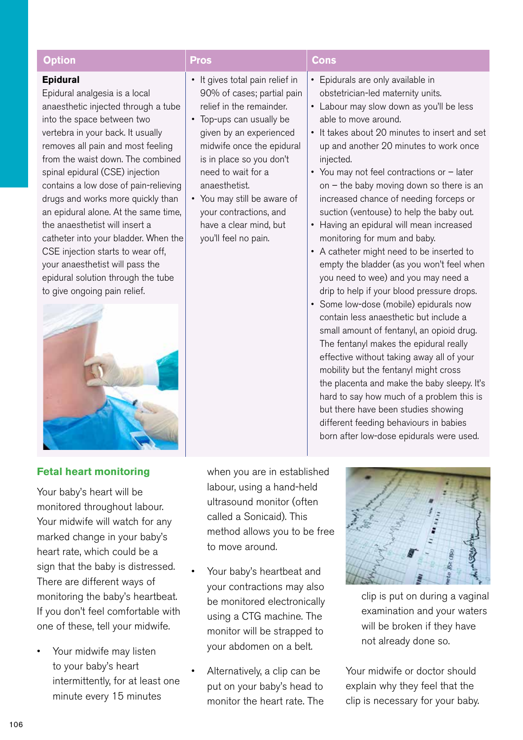| Option | Pros | Cons |
|---|---|---|
| **Epidural**<br>Epidural analgesia is a local anaesthetic injected through a tube into the space between two vertebra in your back. It usually removes all pain and most feeling from the waist down. The combined spinal epidural (CSE) injection contains a low dose of pain-relieving drugs and works more quickly than an epidural alone. At the same time, the anaesthetist will insert a catheter into your bladder. When the CSE injection starts to wear off, your anaesthetist will pass the epidural solution through the tube to give ongoing pain relief. | • It gives total pain relief in 90% of cases; partial pain relief in the remainder.<br>• Top-ups can usually be given by an experienced midwife once the epidural is in place so you don't need to wait for a anaesthetist.<br>• You may still be aware of your contractions, and have a clear mind, but you'll feel no pain. | • Epidurals are only available in obstetrician-led maternity units.<br>• Labour may slow down as you'll be less able to move around.<br>• It takes about 20 minutes to insert and set up and another 20 minutes to work once injected.<br>• You may not feel contractions or – later on – the baby moving down so there is an increased chance of needing forceps or suction (ventouse) to help the baby out.<br>• Having an epidural will mean increased monitoring for mum and baby.<br>• A catheter might need to be inserted to empty the bladder (as you won't feel when you need to wee) and you may need a drip to help if your blood pressure drops.<br>• Some low-dose (mobile) epidurals now contain less anaesthetic but include a small amount of fentanyl, an opioid drug. The fentanyl makes the epidural really effective without taking away all of your mobility but the fentanyl might cross the placenta and make the baby sleepy. It's hard to say how much of a problem this is but there have been studies showing different feeding behaviours in babies born after low-dose epidurals were used. |

## Fetal heart monitoring

Your baby's heart will be monitored throughout labour. Your midwife will watch for any marked change in your baby's heart rate, which could be a sign that the baby is distressed. There are different ways of monitoring the baby's heartbeat. If you don't feel comfortable with one of these, tell your midwife.

- Your midwife may listen to your baby's heart intermittently, for at least one minute every 15 minutes when you are in established labour, using a hand-held ultrasound monitor (often called a Sonicaid). This method allows you to be free to move around.
- Your baby's heartbeat and your contractions may also be monitored electronically using a CTG machine. The monitor will be strapped to your abdomen on a belt.
- Alternatively, a clip can be put on your baby's head to monitor the heart rate. The clip is put on during a vaginal examination and your waters will be broken if they have not already done so.

Your midwife or doctor should explain why they feel that the clip is necessary for your baby.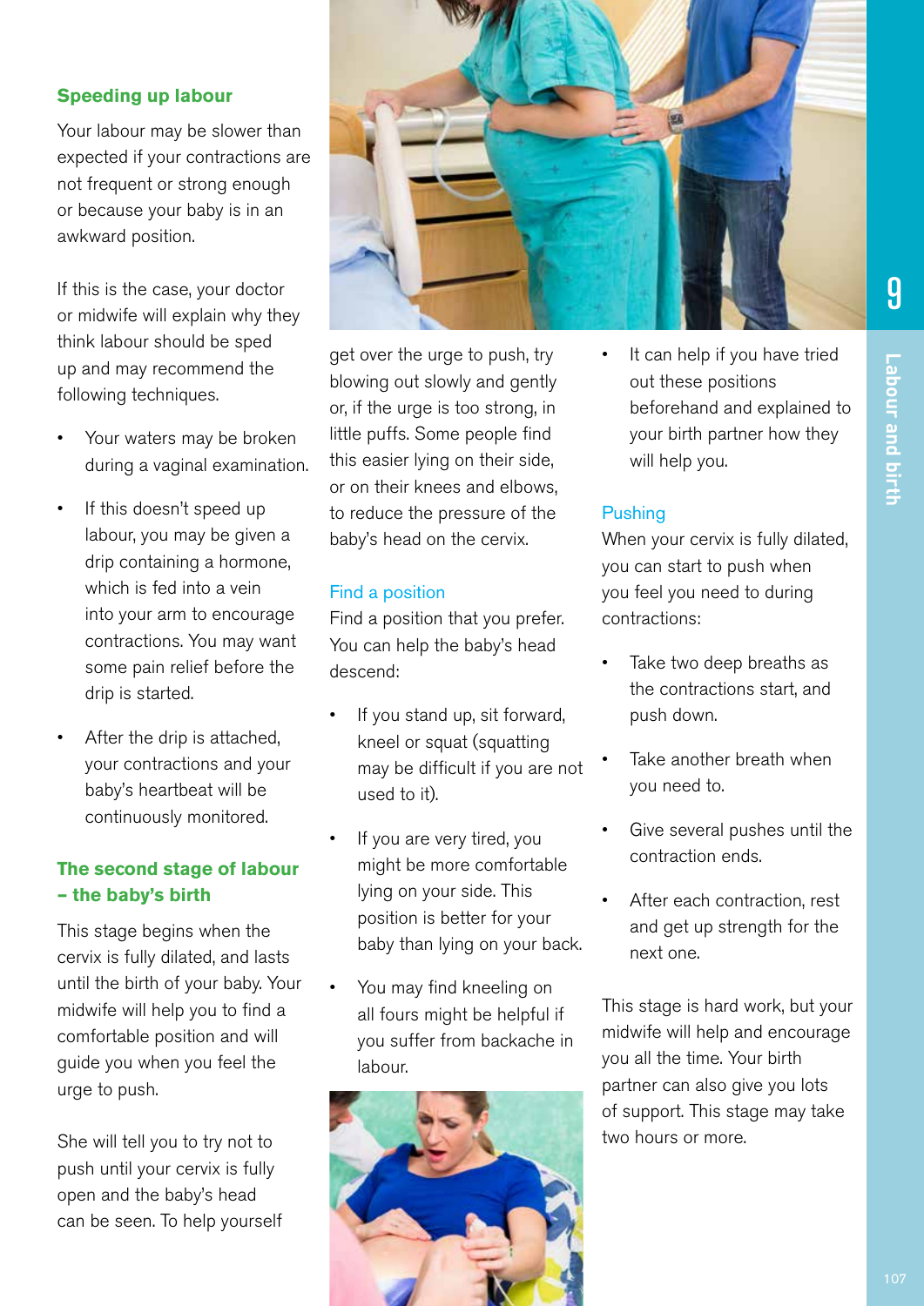## Speeding up labour

Your labour may be slower than expected if your contractions are not frequent or strong enough or because your baby is in an awkward position.

If this is the case, your doctor or midwife will explain why they think labour should be sped up and may recommend the following techniques.

- Your waters may be broken during a vaginal examination.
- If this doesn't speed up labour, you may be given a drip containing a hormone, which is fed into a vein into your arm to encourage contractions. You may want some pain relief before the drip is started.
- After the drip is attached, your contractions and your baby's heartbeat will be continuously monitored.

## The second stage of labour – the baby's birth

This stage begins when the cervix is fully dilated, and lasts until the birth of your baby. Your midwife will help you to find a comfortable position and will guide you when you feel the urge to push.

She will tell you to try not to push until your cervix is fully open and the baby's head can be seen. To help yourself get over the urge to push, try blowing out slowly and gently or, if the urge is too strong, in little puffs. Some people find this easier lying on their side, or on their knees and elbows, to reduce the pressure of the baby's head on the cervix.

### Find a position

Find a position that you prefer. You can help the baby's head descend:

- If you stand up, sit forward, kneel or squat (squatting may be difficult if you are not used to it).
- If you are very tired, you might be more comfortable lying on your side. This position is better for your baby than lying on your back.
- You may find kneeling on all fours might be helpful if you suffer from backache in labour.
- It can help if you have tried out these positions beforehand and explained to your birth partner how they will help you.

### Pushing

When your cervix is fully dilated, you can start to push when you feel you need to during contractions:

- Take two deep breaths as the contractions start, and push down.
- Take another breath when you need to.
- Give several pushes until the contraction ends.
- After each contraction, rest and get up strength for the next one.

This stage is hard work, but your midwife will help and encourage you all the time. Your birth partner can also give you lots of support. This stage may take two hours or more.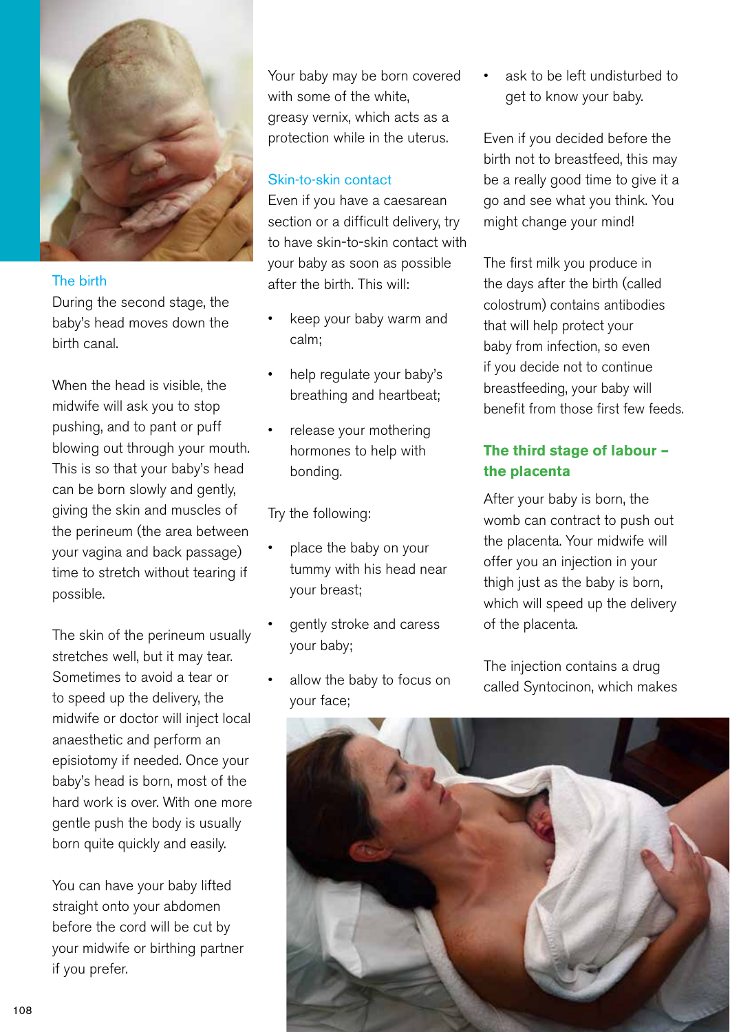### The birth

During the second stage, the baby's head moves down the birth canal.

When the head is visible, the midwife will ask you to stop pushing, and to pant or puff blowing out through your mouth. This is so that your baby's head can be born slowly and gently, giving the skin and muscles of the perineum (the area between your vagina and back passage) time to stretch without tearing if possible.

The skin of the perineum usually stretches well, but it may tear. Sometimes to avoid a tear or to speed up the delivery, the midwife or doctor will inject local anaesthetic and perform an episiotomy if needed. Once your baby's head is born, most of the hard work is over. With one more gentle push the body is usually born quite quickly and easily.

You can have your baby lifted straight onto your abdomen before the cord will be cut by your midwife or birthing partner if you prefer.

Your baby may be born covered with some of the white, greasy vernix, which acts as a protection while in the uterus.

### Skin-to-skin contact

Even if you have a caesarean section or a difficult delivery, try to have skin-to-skin contact with your baby as soon as possible after the birth. This will:

- keep your baby warm and calm;
- help regulate your baby's breathing and heartbeat;
- release your mothering hormones to help with bonding.

Try the following:

- place the baby on your tummy with his head near your breast;
- gently stroke and caress your baby;
- allow the baby to focus on your face;
- ask to be left undisturbed to get to know your baby.

Even if you decided before the birth not to breastfeed, this may be a really good time to give it a go and see what you think. You might change your mind!

The first milk you produce in the days after the birth (called colostrum) contains antibodies that will help protect your baby from infection, so even if you decide not to continue breastfeeding, your baby will benefit from those first few feeds.

## The third stage of labour – the placenta

After your baby is born, the womb can contract to push out the placenta. Your midwife will offer you an injection in your thigh just as the baby is born, which will speed up the delivery of the placenta.

The injection contains a drug called Syntocinon, which makes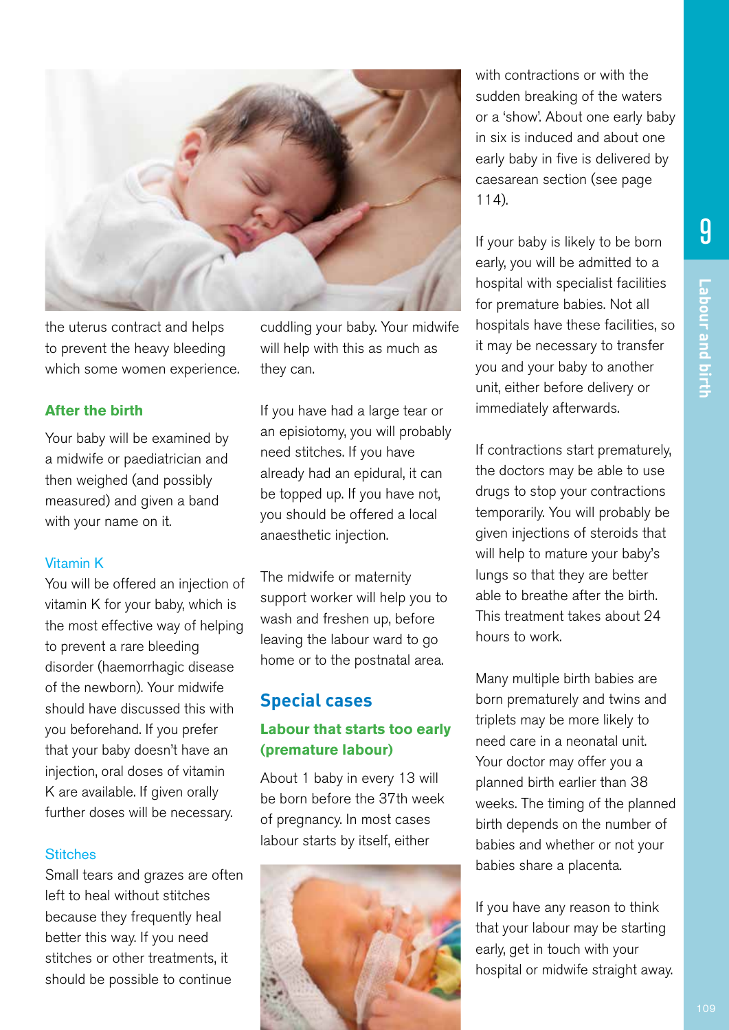the uterus contract and helps to prevent the heavy bleeding which some women experience.

### After the birth

Your baby will be examined by a midwife or paediatrician and then weighed (and possibly measured) and given a band with your name on it.

#### Vitamin K

You will be offered an injection of vitamin K for your baby, which is the most effective way of helping to prevent a rare bleeding disorder (haemorrhagic disease of the newborn). Your midwife should have discussed this with you beforehand. If you prefer that your baby doesn't have an injection, oral doses of vitamin K are available. If given orally further doses will be necessary.

#### Stitches

Small tears and grazes are often left to heal without stitches because they frequently heal better this way. If you need stitches or other treatments, it should be possible to continue cuddling your baby. Your midwife will help with this as much as they can.

If you have had a large tear or an episiotomy, you will probably need stitches. If you have already had an epidural, it can be topped up. If you have not, you should be offered a local anaesthetic injection.

The midwife or maternity support worker will help you to wash and freshen up, before leaving the labour ward to go home or to the postnatal area.

## Special cases

### Labour that starts too early (premature labour)

About 1 baby in every 13 will be born before the 37th week of pregnancy. In most cases labour starts by itself, either with contractions or with the sudden breaking of the waters or a 'show'. About one early baby in six is induced and about one early baby in five is delivered by caesarean section (see page 114).

If your baby is likely to be born early, you will be admitted to a hospital with specialist facilities for premature babies. Not all hospitals have these facilities, so it may be necessary to transfer you and your baby to another unit, either before delivery or immediately afterwards.

If contractions start prematurely, the doctors may be able to use drugs to stop your contractions temporarily. You will probably be given injections of steroids that will help to mature your baby's lungs so that they are better able to breathe after the birth. This treatment takes about 24 hours to work.

Many multiple birth babies are born prematurely and twins and triplets may be more likely to need care in a neonatal unit. Your doctor may offer you a planned birth earlier than 38 weeks. The timing of the planned birth depends on the number of babies and whether or not your babies share a placenta.

If you have any reason to think that your labour may be starting early, get in touch with your hospital or midwife straight away.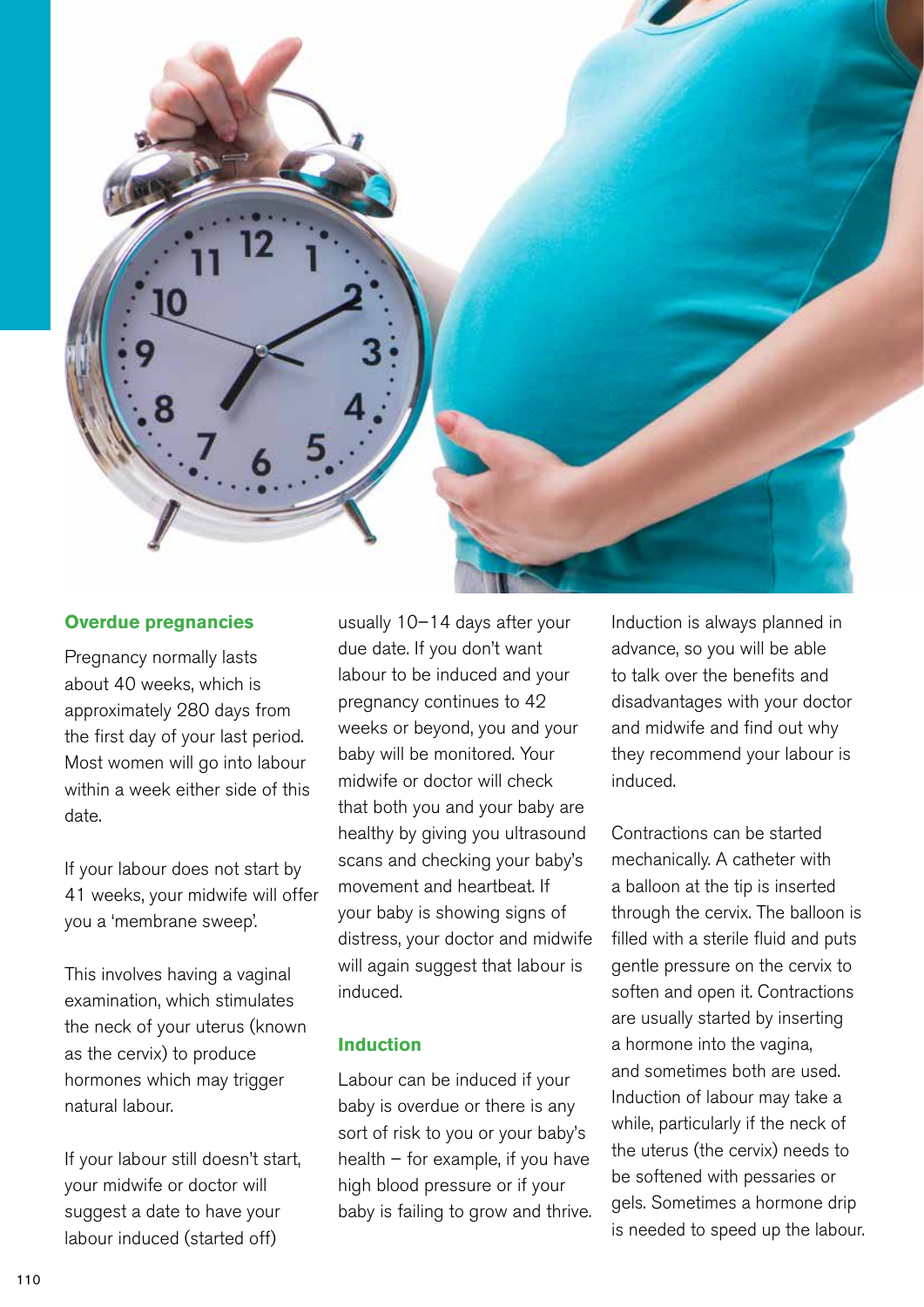### Overdue pregnancies

Pregnancy normally lasts about 40 weeks, which is approximately 280 days from the first day of your last period. Most women will go into labour within a week either side of this date.

If your labour does not start by 41 weeks, your midwife will offer you a 'membrane sweep'.

This involves having a vaginal examination, which stimulates the neck of your uterus (known as the cervix) to produce hormones which may trigger natural labour.

If your labour still doesn't start, your midwife or doctor will suggest a date to have your labour induced (started off) usually 10–14 days after your due date. If you don't want labour to be induced and your pregnancy continues to 42 weeks or beyond, you and your baby will be monitored. Your midwife or doctor will check that both you and your baby are healthy by giving you ultrasound scans and checking your baby's movement and heartbeat. If your baby is showing signs of distress, your doctor and midwife will again suggest that labour is induced.

### Induction

Labour can be induced if your baby is overdue or there is any sort of risk to you or your baby's health – for example, if you have high blood pressure or if your baby is failing to grow and thrive.

Induction is always planned in advance, so you will be able to talk over the benefits and disadvantages with your doctor and midwife and find out why they recommend your labour is induced.

Contractions can be started mechanically. A catheter with a balloon at the tip is inserted through the cervix. The balloon is filled with a sterile fluid and puts gentle pressure on the cervix to soften and open it. Contractions are usually started by inserting a hormone into the vagina, and sometimes both are used. Induction of labour may take a while, particularly if the neck of the uterus (the cervix) needs to be softened with pessaries or gels. Sometimes a hormone drip is needed to speed up the labour.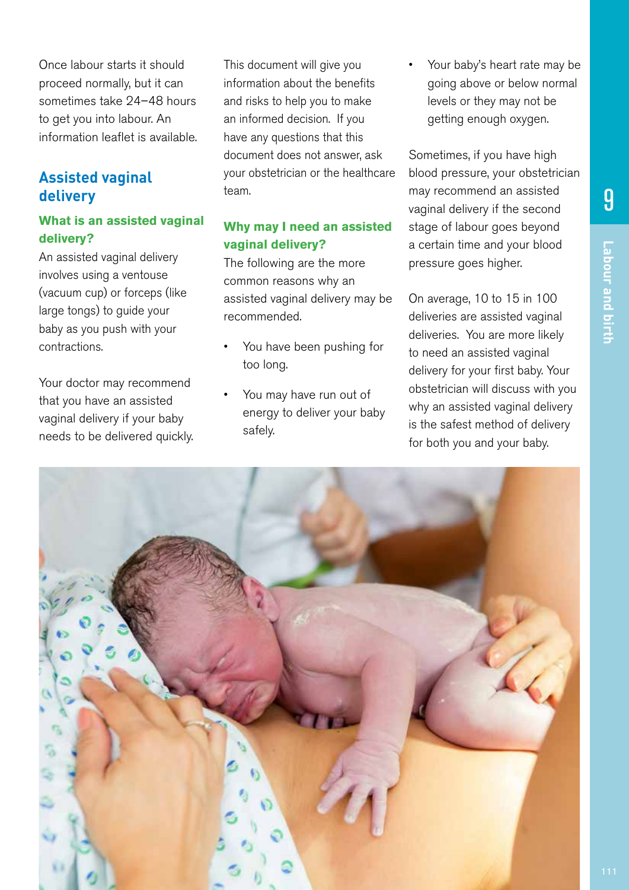Once labour starts it should proceed normally, but it can sometimes take 24–48 hours to get you into labour. An information leaflet is available.

## Assisted vaginal delivery

### What is an assisted vaginal delivery?

An assisted vaginal delivery involves using a ventouse (vacuum cup) or forceps (like large tongs) to guide your baby as you push with your contractions.

Your doctor may recommend that you have an assisted vaginal delivery if your baby needs to be delivered quickly.

This document will give you information about the benefits and risks to help you to make an informed decision. If you have any questions that this document does not answer, ask your obstetrician or the healthcare team.

### Why may I need an assisted vaginal delivery?

The following are the more common reasons why an assisted vaginal delivery may be recommended.

- You have been pushing for too long.
- You may have run out of energy to deliver your baby safely.
- Your baby's heart rate may be going above or below normal levels or they may not be getting enough oxygen.

Sometimes, if you have high blood pressure, your obstetrician may recommend an assisted vaginal delivery if the second stage of labour goes beyond a certain time and your blood pressure goes higher.

On average, 10 to 15 in 100 deliveries are assisted vaginal deliveries. You are more likely to need an assisted vaginal delivery for your first baby. Your obstetrician will discuss with you why an assisted vaginal delivery is the safest method of delivery for both you and your baby.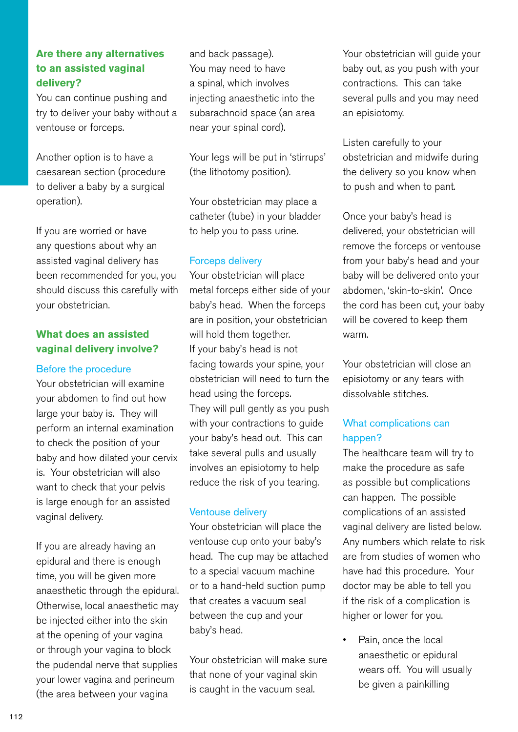## Are there any alternatives to an assisted vaginal delivery?

You can continue pushing and try to deliver your baby without a ventouse or forceps.

Another option is to have a caesarean section (procedure to deliver a baby by a surgical operation).

If you are worried or have any questions about why an assisted vaginal delivery has been recommended for you, you should discuss this carefully with your obstetrician.

## What does an assisted vaginal delivery involve?

### Before the procedure

Your obstetrician will examine your abdomen to find out how large your baby is. They will perform an internal examination to check the position of your baby and how dilated your cervix is. Your obstetrician will also want to check that your pelvis is large enough for an assisted vaginal delivery.

If you are already having an epidural and there is enough time, you will be given more anaesthetic through the epidural. Otherwise, local anaesthetic may be injected either into the skin at the opening of your vagina or through your vagina to block the pudendal nerve that supplies your lower vagina and perineum (the area between your vagina and back passage).

You may need to have a spinal, which involves injecting anaesthetic into the subarachnoid space (an area near your spinal cord).

Your legs will be put in 'stirrups' (the lithotomy position).

Your obstetrician may place a catheter (tube) in your bladder to help you to pass urine.

### Forceps delivery

Your obstetrician will place metal forceps either side of your baby's head. When the forceps are in position, your obstetrician will hold them together.

If your baby's head is not facing towards your spine, your obstetrician will need to turn the head using the forceps.

They will pull gently as you push with your contractions to guide your baby's head out. This can take several pulls and usually involves an episiotomy to help reduce the risk of you tearing.

### Ventouse delivery

Your obstetrician will place the ventouse cup onto your baby's head. The cup may be attached to a special vacuum machine or to a hand-held suction pump that creates a vacuum seal between the cup and your baby's head.

Your obstetrician will make sure that none of your vaginal skin is caught in the vacuum seal.

Your obstetrician will guide your baby out, as you push with your contractions. This can take several pulls and you may need an episiotomy.

Listen carefully to your obstetrician and midwife during the delivery so you know when to push and when to pant.

Once your baby's head is delivered, your obstetrician will remove the forceps or ventouse from your baby's head and your baby will be delivered onto your abdomen, 'skin-to-skin'. Once the cord has been cut, your baby will be covered to keep them warm.

Your obstetrician will close an episiotomy or any tears with dissolvable stitches.

### What complications can happen?

The healthcare team will try to make the procedure as safe as possible but complications can happen. The possible complications of an assisted vaginal delivery are listed below. Any numbers which relate to risk are from studies of women who have had this procedure. Your doctor may be able to tell you if the risk of a complication is higher or lower for you.

- Pain, once the local anaesthetic or epidural wears off. You will usually be given a painkilling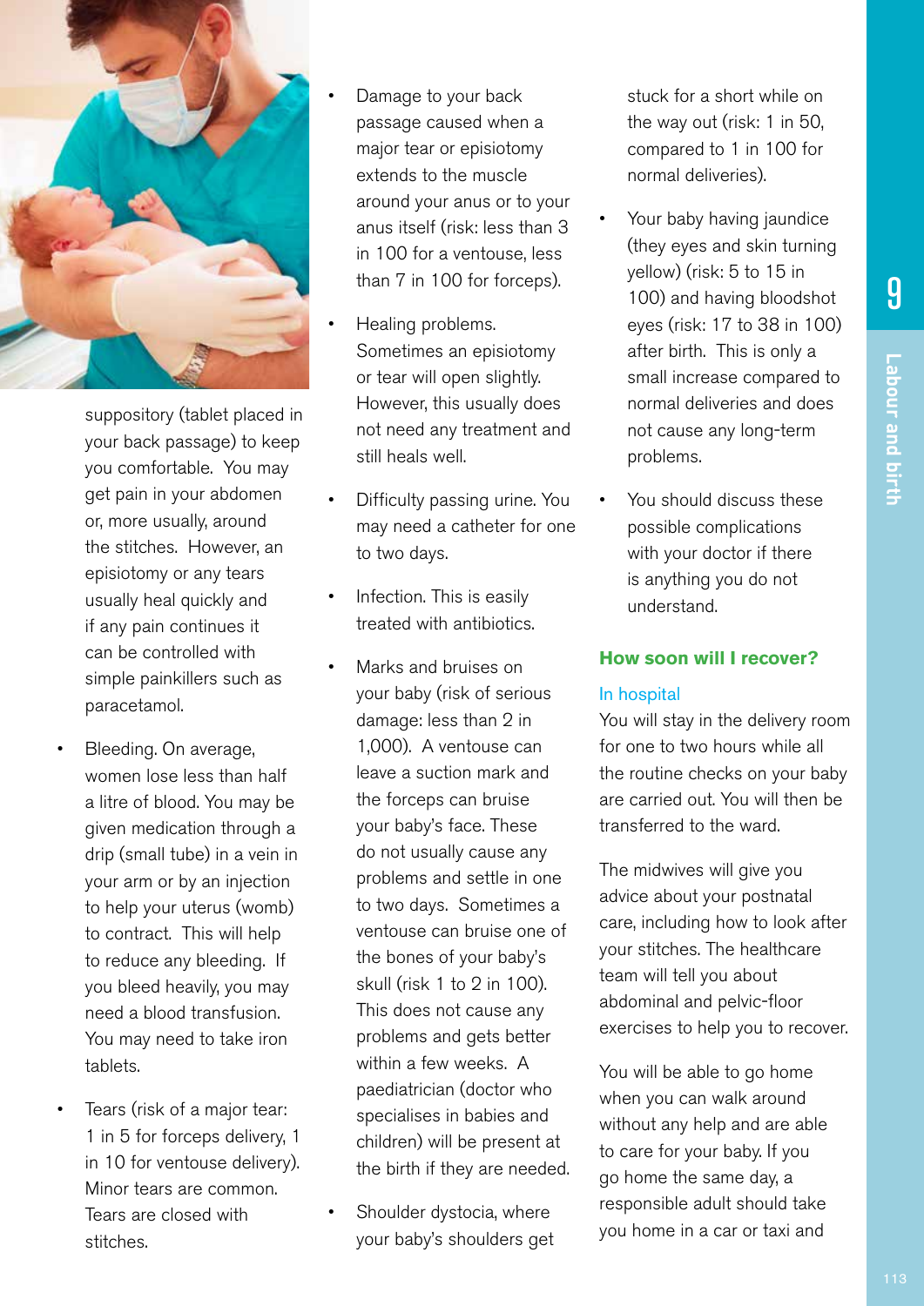suppository (tablet placed in your back passage) to keep you comfortable. You may get pain in your abdomen or, more usually, around the stitches. However, an episiotomy or any tears usually heal quickly and if any pain continues it can be controlled with simple painkillers such as paracetamol.

- Bleeding. On average, women lose less than half a litre of blood. You may be given medication through a drip (small tube) in a vein in your arm or by an injection to help your uterus (womb) to contract. This will help to reduce any bleeding. If you bleed heavily, you may need a blood transfusion. You may need to take iron tablets.
- Tears (risk of a major tear: 1 in 5 for forceps delivery, 1 in 10 for ventouse delivery). Minor tears are common. Tears are closed with stitches.
- Damage to your back passage caused when a major tear or episiotomy extends to the muscle around your anus or to your anus itself (risk: less than 3 in 100 for a ventouse, less than 7 in 100 for forceps).
- Healing problems. Sometimes an episiotomy or tear will open slightly. However, this usually does not need any treatment and still heals well.
- Difficulty passing urine. You may need a catheter for one to two days.
- Infection. This is easily treated with antibiotics.
- Marks and bruises on your baby (risk of serious damage: less than 2 in 1,000). A ventouse can leave a suction mark and the forceps can bruise your baby's face. These do not usually cause any problems and settle in one to two days. Sometimes a ventouse can bruise one of the bones of your baby's skull (risk 1 to 2 in 100). This does not cause any problems and gets better within a few weeks. A paediatrician (doctor who specialises in babies and children) will be present at the birth if they are needed.
- Shoulder dystocia, where your baby's shoulders get stuck for a short while on the way out (risk: 1 in 50, compared to 1 in 100 for normal deliveries).
- Your baby having jaundice (they eyes and skin turning yellow) (risk: 5 to 15 in 100) and having bloodshot eyes (risk: 17 to 38 in 100) after birth. This is only a small increase compared to normal deliveries and does not cause any long-term problems.
- You should discuss these possible complications with your doctor if there is anything you do not understand.

## How soon will I recover?

### In hospital

You will stay in the delivery room for one to two hours while all the routine checks on your baby are carried out. You will then be transferred to the ward.

The midwives will give you advice about your postnatal care, including how to look after your stitches. The healthcare team will tell you about abdominal and pelvic-floor exercises to help you to recover.

You will be able to go home when you can walk around without any help and are able to care for your baby. If you go home the same day, a responsible adult should take you home in a car or taxi and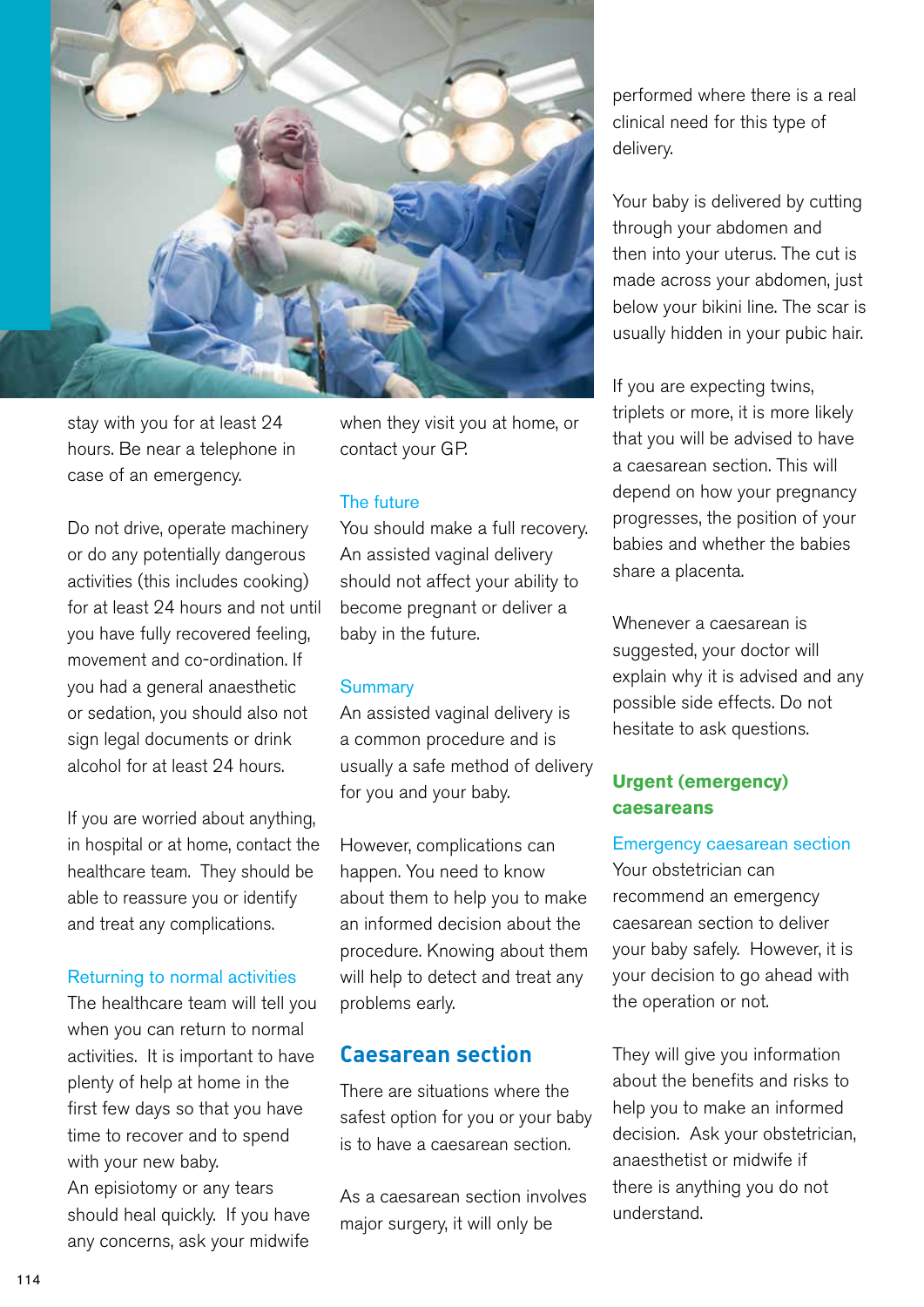stay with you for at least 24 hours. Be near a telephone in case of an emergency.

Do not drive, operate machinery or do any potentially dangerous activities (this includes cooking) for at least 24 hours and not until you have fully recovered feeling, movement and co-ordination. If you had a general anaesthetic or sedation, you should also not sign legal documents or drink alcohol for at least 24 hours.

If you are worried about anything, in hospital or at home, contact the healthcare team. They should be able to reassure you or identify and treat any complications.

### Returning to normal activities

The healthcare team will tell you when you can return to normal activities. It is important to have plenty of help at home in the first few days so that you have time to recover and to spend with your new baby.

An episiotomy or any tears should heal quickly. If you have any concerns, ask your midwife when they visit you at home, or contact your GP.

### The future

You should make a full recovery. An assisted vaginal delivery should not affect your ability to become pregnant or deliver a baby in the future.

### Summary

An assisted vaginal delivery is a common procedure and is usually a safe method of delivery for you and your baby.

However, complications can happen. You need to know about them to help you to make an informed decision about the procedure. Knowing about them will help to detect and treat any problems early.

## Caesarean section

There are situations where the safest option for you or your baby is to have a caesarean section.

As a caesarean section involves major surgery, it will only be performed where there is a real clinical need for this type of delivery.

Your baby is delivered by cutting through your abdomen and then into your uterus. The cut is made across your abdomen, just below your bikini line. The scar is usually hidden in your pubic hair.

If you are expecting twins, triplets or more, it is more likely that you will be advised to have a caesarean section. This will depend on how your pregnancy progresses, the position of your babies and whether the babies share a placenta.

Whenever a caesarean is suggested, your doctor will explain why it is advised and any possible side effects. Do not hesitate to ask questions.

### Urgent (emergency) caesareans

#### Emergency caesarean section

Your obstetrician can recommend an emergency caesarean section to deliver your baby safely. However, it is your decision to go ahead with the operation or not.

They will give you information about the benefits and risks to help you to make an informed decision. Ask your obstetrician, anaesthetist or midwife if there is anything you do not understand.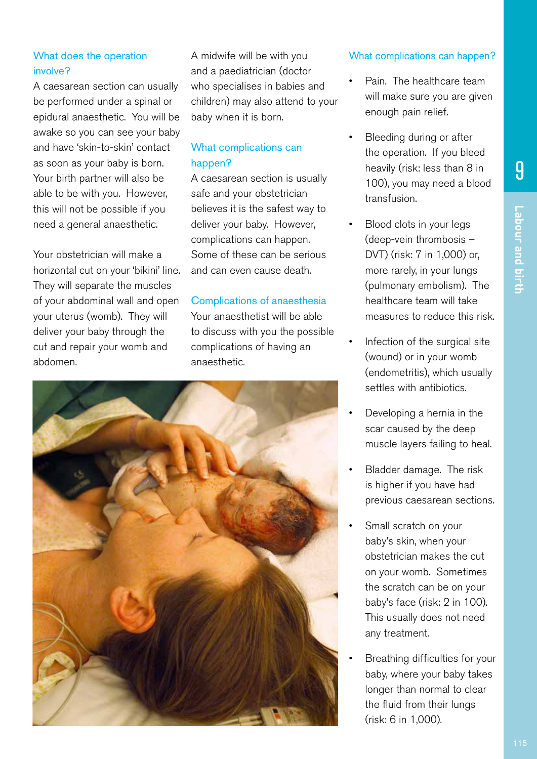### What does the operation involve?

A caesarean section can usually be performed under a spinal or epidural anaesthetic. You will be awake so you can see your baby and have 'skin-to-skin' contact as soon as your baby is born. Your birth partner will also be able to be with you. However, this will not be possible if you need a general anaesthetic.

Your obstetrician will make a horizontal cut on your 'bikini' line. They will separate the muscles of your abdominal wall and open your uterus (womb). They will deliver your baby through the cut and repair your womb and abdomen.

A midwife will be with you and a paediatrician (doctor who specialises in babies and children) may also attend to your baby when it is born.

### What complications can happen?

A caesarean section is usually safe and your obstetrician believes it is the safest way to deliver your baby. However, complications can happen. Some of these can be serious and can even cause death.

### Complications of anaesthesia

Your anaesthetist will be able to discuss with you the possible complications of having an anaesthetic.

### What complications can happen?

- Pain. The healthcare team will make sure you are given enough pain relief.
- Bleeding during or after the operation. If you bleed heavily (risk: less than 8 in 100), you may need a blood transfusion.
- Blood clots in your legs (deep-vein thrombosis – DVT) (risk: 7 in 1,000) or, more rarely, in your lungs (pulmonary embolism). The healthcare team will take measures to reduce this risk.
- Infection of the surgical site (wound) or in your womb (endometritis), which usually settles with antibiotics.
- Developing a hernia in the scar caused by the deep muscle layers failing to heal.
- Bladder damage. The risk is higher if you have had previous caesarean sections.
- Small scratch on your baby's skin, when your obstetrician makes the cut on your womb. Sometimes the scratch can be on your baby's face (risk: 2 in 100). This usually does not need any treatment.
- Breathing difficulties for your baby, where your baby takes longer than normal to clear the fluid from their lungs (risk: 6 in 1,000).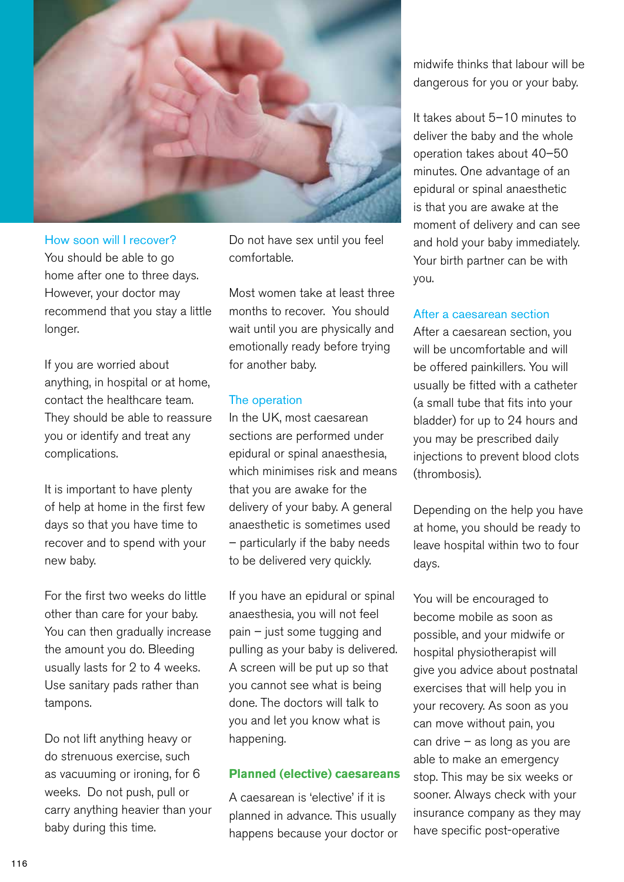### How soon will I recover?

You should be able to go home after one to three days. However, your doctor may recommend that you stay a little longer.

If you are worried about anything, in hospital or at home, contact the healthcare team. They should be able to reassure you or identify and treat any complications.

It is important to have plenty of help at home in the first few days so that you have time to recover and to spend with your new baby.

For the first two weeks do little other than care for your baby. You can then gradually increase the amount you do. Bleeding usually lasts for 2 to 4 weeks. Use sanitary pads rather than tampons.

Do not lift anything heavy or do strenuous exercise, such as vacuuming or ironing, for 6 weeks. Do not push, pull or carry anything heavier than your baby during this time.

Do not have sex until you feel comfortable.

Most women take at least three months to recover. You should wait until you are physically and emotionally ready before trying for another baby.

### The operation

In the UK, most caesarean sections are performed under epidural or spinal anaesthesia, which minimises risk and means that you are awake for the delivery of your baby. A general anaesthetic is sometimes used – particularly if the baby needs to be delivered very quickly.

If you have an epidural or spinal anaesthesia, you will not feel pain – just some tugging and pulling as your baby is delivered. A screen will be put up so that you cannot see what is being done. The doctors will talk to you and let you know what is happening.

## Planned (elective) caesareans

A caesarean is 'elective' if it is planned in advance. This usually happens because your doctor or midwife thinks that labour will be dangerous for you or your baby.

It takes about 5–10 minutes to deliver the baby and the whole operation takes about 40–50 minutes. One advantage of an epidural or spinal anaesthetic is that you are awake at the moment of delivery and can see and hold your baby immediately. Your birth partner can be with you.

### After a caesarean section

After a caesarean section, you will be uncomfortable and will be offered painkillers. You will usually be fitted with a catheter (a small tube that fits into your bladder) for up to 24 hours and you may be prescribed daily injections to prevent blood clots (thrombosis).

Depending on the help you have at home, you should be ready to leave hospital within two to four days.

You will be encouraged to become mobile as soon as possible, and your midwife or hospital physiotherapist will give you advice about postnatal exercises that will help you in your recovery. As soon as you can move without pain, you can drive – as long as you are able to make an emergency stop. This may be six weeks or sooner. Always check with your insurance company as they may have specific post-operative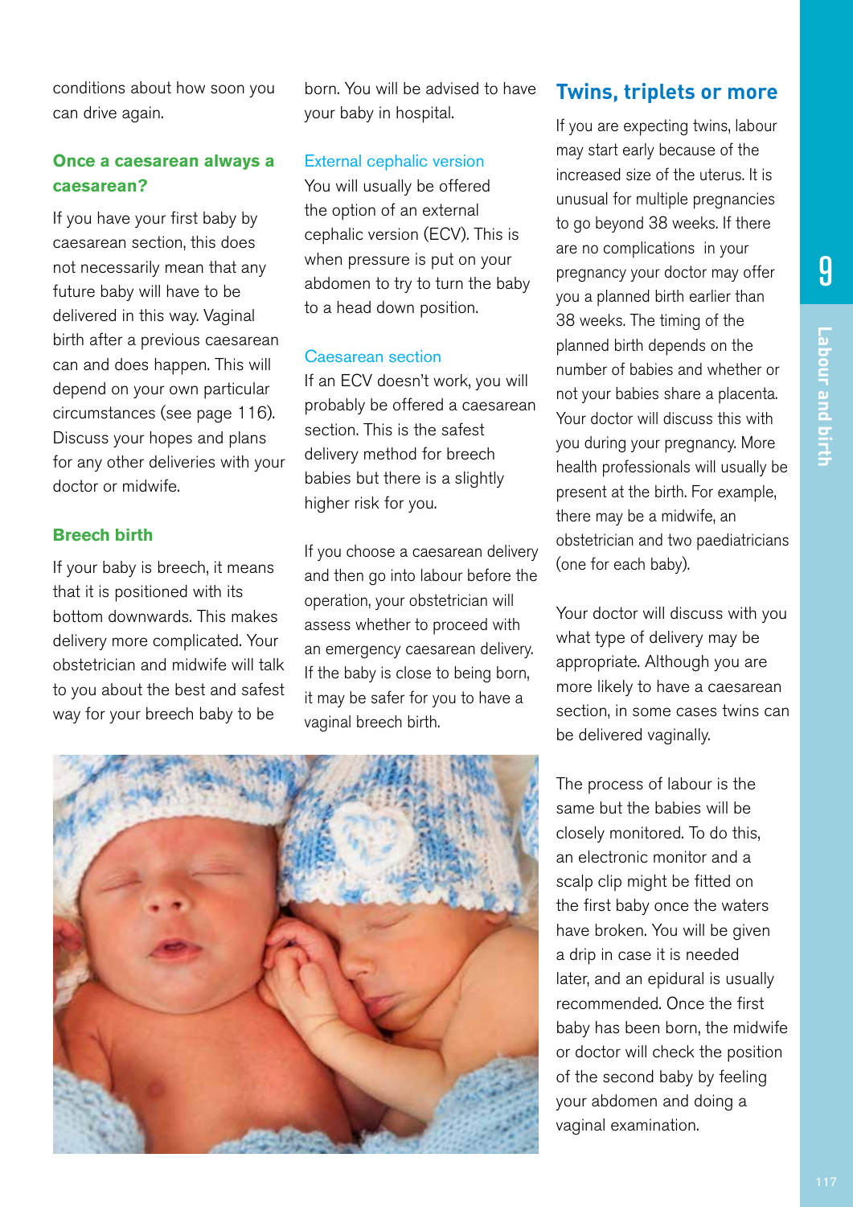conditions about how soon you can drive again.

### Once a caesarean always a caesarean?

If you have your first baby by caesarean section, this does not necessarily mean that any future baby will have to be delivered in this way. Vaginal birth after a previous caesarean can and does happen. This will depend on your own particular circumstances (see page 116). Discuss your hopes and plans for any other deliveries with your doctor or midwife.

### Breech birth

If your baby is breech, it means that it is positioned with its bottom downwards. This makes delivery more complicated. Your obstetrician and midwife will talk to you about the best and safest way for your breech baby to be born. You will be advised to have your baby in hospital.

#### External cephalic version

You will usually be offered the option of an external cephalic version (ECV). This is when pressure is put on your abdomen to try to turn the baby to a head down position.

#### Caesarean section

If an ECV doesn't work, you will probably be offered a caesarean section. This is the safest delivery method for breech babies but there is a slightly higher risk for you.

If you choose a caesarean delivery and then go into labour before the operation, your obstetrician will assess whether to proceed with an emergency caesarean delivery. If the baby is close to being born, it may be safer for you to have a vaginal breech birth.

## Twins, triplets or more

If you are expecting twins, labour may start early because of the increased size of the uterus. It is unusual for multiple pregnancies to go beyond 38 weeks. If there are no complications in your pregnancy your doctor may offer you a planned birth earlier than 38 weeks. The timing of the planned birth depends on the number of babies and whether or not your babies share a placenta. Your doctor will discuss this with you during your pregnancy. More health professionals will usually be present at the birth. For example, there may be a midwife, an obstetrician and two paediatricians (one for each baby).

Your doctor will discuss with you what type of delivery may be appropriate. Although you are more likely to have a caesarean section, in some cases twins can be delivered vaginally.

The process of labour is the same but the babies will be closely monitored. To do this, an electronic monitor and a scalp clip might be fitted on the first baby once the waters have broken. You will be given a drip in case it is needed later, and an epidural is usually recommended. Once the first baby has been born, the midwife or doctor will check the position of the second baby by feeling your abdomen and doing a vaginal examination.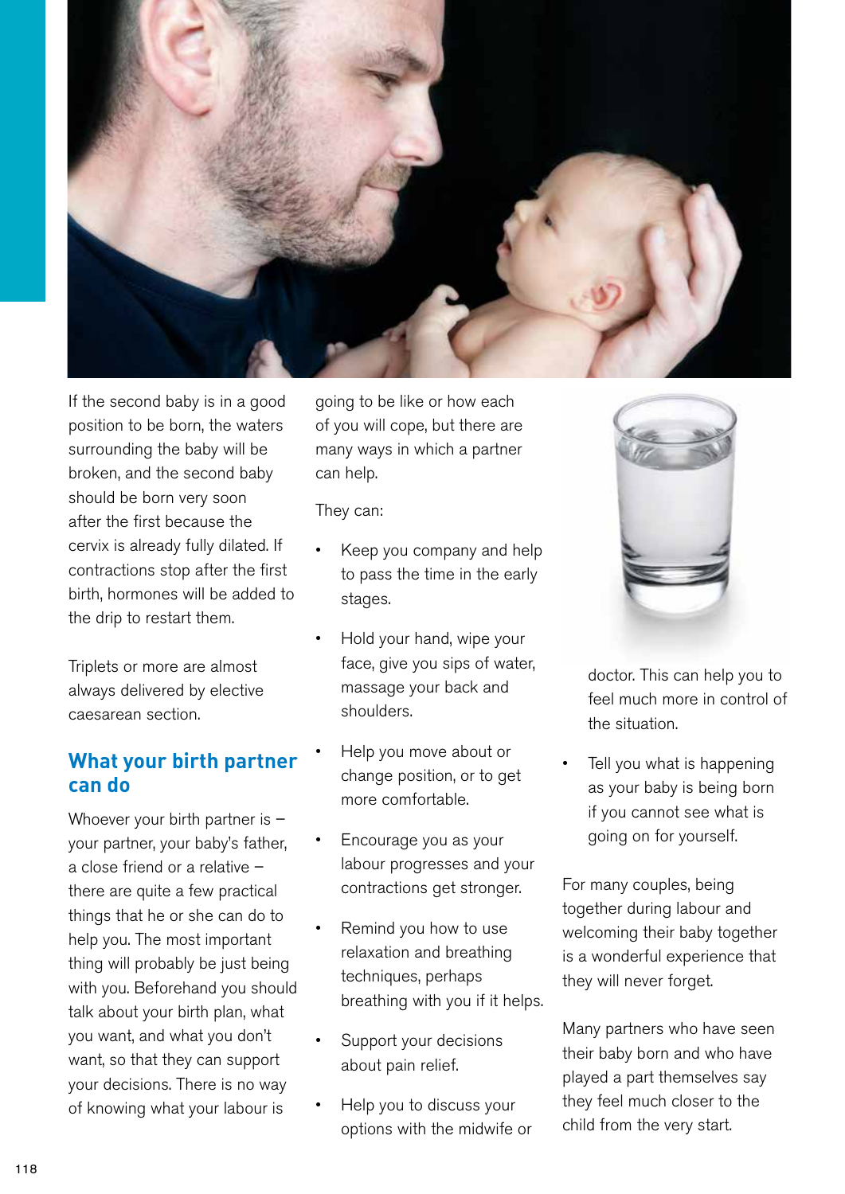If the second baby is in a good position to be born, the waters surrounding the baby will be broken, and the second baby should be born very soon after the first because the cervix is already fully dilated. If contractions stop after the first birth, hormones will be added to the drip to restart them.

Triplets or more are almost always delivered by elective caesarean section.

## What your birth partner can do

Whoever your birth partner is – your partner, your baby's father, a close friend or a relative – there are quite a few practical things that he or she can do to help you. The most important thing will probably be just being with you. Beforehand you should talk about your birth plan, what you want, and what you don't want, so that they can support your decisions. There is no way of knowing what your labour is going to be like or how each of you will cope, but there are many ways in which a partner can help.

They can:

- Keep you company and help to pass the time in the early stages.
- Hold your hand, wipe your face, give you sips of water, massage your back and shoulders.
- Help you move about or change position, or to get more comfortable.
- Encourage you as your labour progresses and your contractions get stronger.
- Remind you how to use relaxation and breathing techniques, perhaps breathing with you if it helps.
- Support your decisions about pain relief.
- Help you to discuss your options with the midwife or doctor. This can help you to feel much more in control of the situation.
- Tell you what is happening as your baby is being born if you cannot see what is going on for yourself.

For many couples, being together during labour and welcoming their baby together is a wonderful experience that they will never forget.

Many partners who have seen their baby born and who have played a part themselves say they feel much closer to the child from the very start.